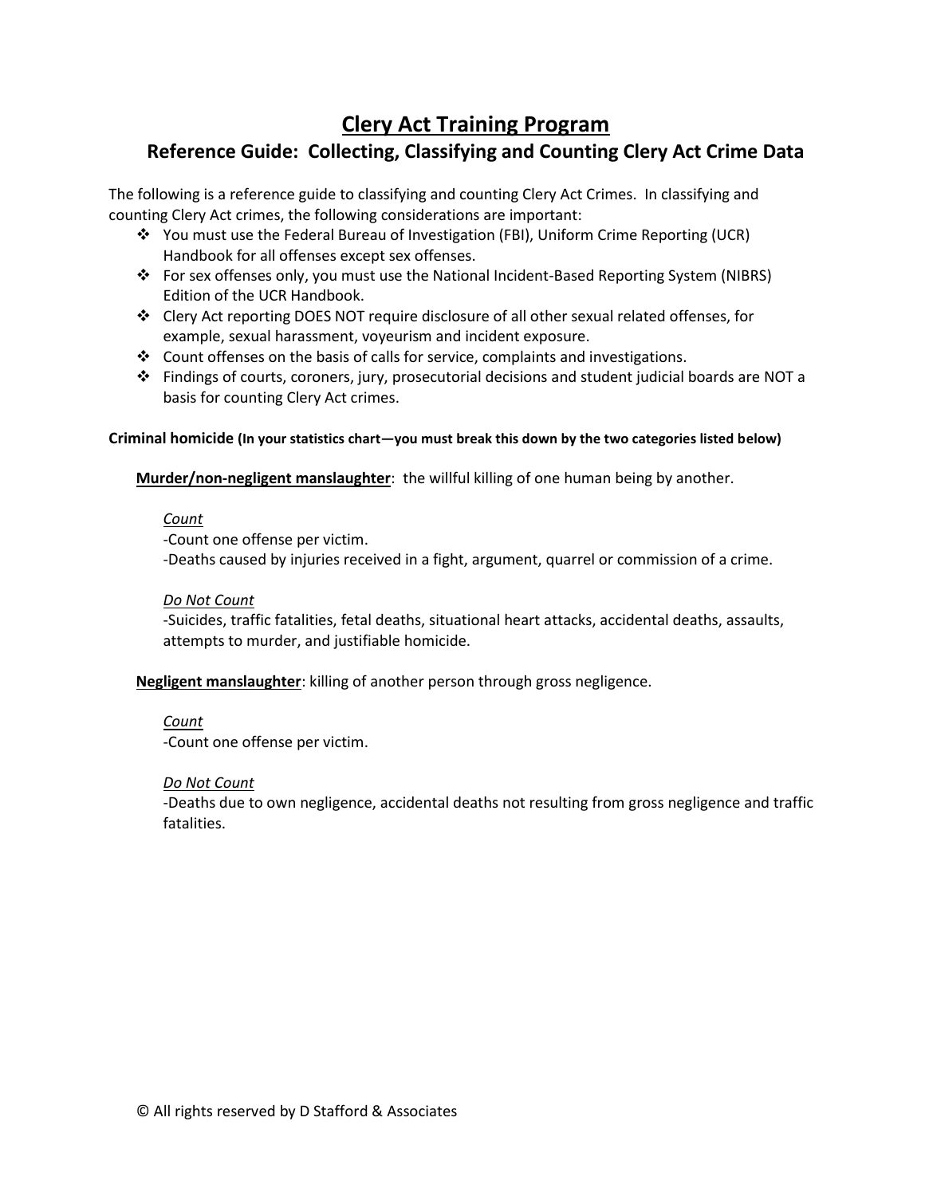# Clery Act Training Program

## Reference Guide: Collecting, Classifying and Counting Clery Act Crime Data

The following is a reference guide to classifying and counting Clery Act Crimes. In classifying and counting Clery Act crimes, the following considerations are important:

- You must use the Federal Bureau of Investigation (FBI), Uniform Crime Reporting (UCR) Handbook for all offenses except sex offenses.
- For sex offenses only, you must use the National Incident-Based Reporting System (NIBRS) Edition of the UCR Handbook.
- Clery Act reporting DOES NOT require disclosure of all other sexual related offenses, for example, sexual harassment, voyeurism and incident exposure.
- Count offenses on the basis of calls for service, complaints and investigations.
- Findings of courts, coroners, jury, prosecutorial decisions and student judicial boards are NOT a basis for counting Clery Act crimes.

**Criminal homicide (In your statistics chart—you must break this down by the two categories listed below)**

**Murder/non-negligent manslaughter**: the willful killing of one human being by another.

*Count*

-Count one offense per victim.

-Deaths caused by injuries received in a fight, argument, quarrel or commission of a crime.

*Do Not Count*

-Suicides, traffic fatalities, fetal deaths, situational heart attacks, accidental deaths, assaults, attempts to murder, and justifiable homicide.

**Negligent manslaughter**: killing of another person through gross negligence.

*Count*

-Count one offense per victim.

*Do Not Count*

-Deaths due to own negligence, accidental deaths not resulting from gross negligence and traffic fatalities.

© All rights reserved by D Stafford & Associates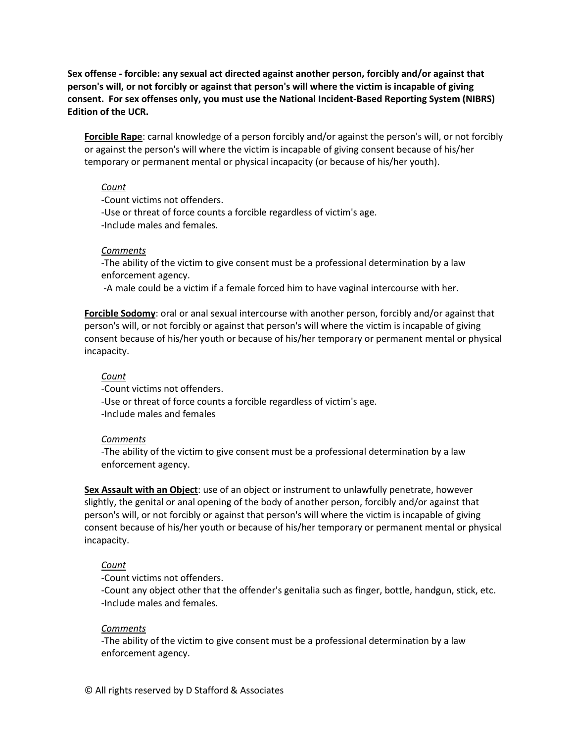**Sex offense - forcible: any sexual act directed against another person, forcibly and/or against that person's will, or not forcibly or against that person's will where the victim is incapable of giving consent. For sex offenses only, you must use the National Incident-Based Reporting System (NIBRS) Edition of the UCR.**

**Forcible Rape**: carnal knowledge of a person forcibly and/or against the person's will, or not forcibly or against the person's will where the victim is incapable of giving consent because of his/her temporary or permanent mental or physical incapacity (or because of his/her youth).

*Count*

-Count victims not offenders.
-Use or threat of force counts a forcible regardless of victim's age.
-Include males and females.

*Comments*

-The ability of the victim to give consent must be a professional determination by a law enforcement agency.
-A male could be a victim if a female forced him to have vaginal intercourse with her.

**Forcible Sodomy**: oral or anal sexual intercourse with another person, forcibly and/or against that person's will, or not forcibly or against that person's will where the victim is incapable of giving consent because of his/her youth or because of his/her temporary or permanent mental or physical incapacity.

*Count*

-Count victims not offenders.
-Use or threat of force counts a forcible regardless of victim's age.
-Include males and females

*Comments*

-The ability of the victim to give consent must be a professional determination by a law enforcement agency.

**Sex Assault with an Object**: use of an object or instrument to unlawfully penetrate, however slightly, the genital or anal opening of the body of another person, forcibly and/or against that person's will, or not forcibly or against that person's will where the victim is incapable of giving consent because of his/her youth or because of his/her temporary or permanent mental or physical incapacity.

*Count*

-Count victims not offenders.
-Count any object other that the offender's genitalia such as finger, bottle, handgun, stick, etc.
-Include males and females.

*Comments*

-The ability of the victim to give consent must be a professional determination by a law enforcement agency.

© All rights reserved by D Stafford & Associates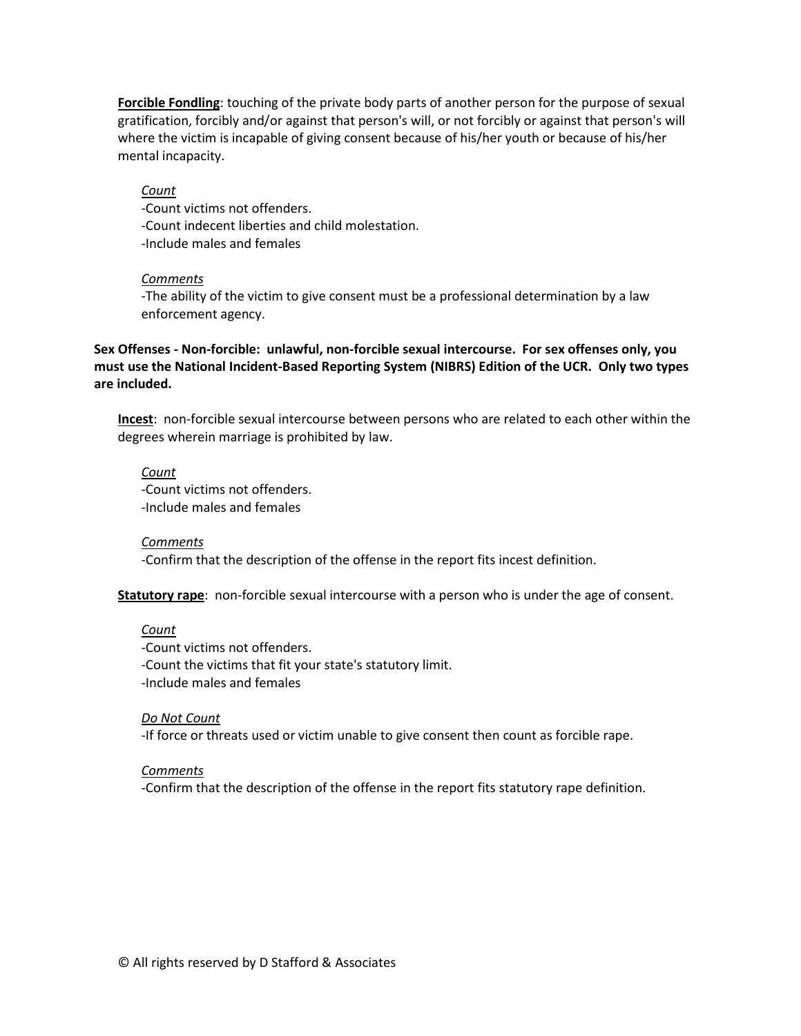**Forcible Fondling**: touching of the private body parts of another person for the purpose of sexual gratification, forcibly and/or against that person's will, or not forcibly or against that person's will where the victim is incapable of giving consent because of his/her youth or because of his/her mental incapacity.

*Count*
-Count victims not offenders.
-Count indecent liberties and child molestation.
-Include males and females

*Comments*
-The ability of the victim to give consent must be a professional determination by a law enforcement agency.

**Sex Offenses - Non-forcible: unlawful, non-forcible sexual intercourse. For sex offenses only, you must use the National Incident-Based Reporting System (NIBRS) Edition of the UCR. Only two types are included.**

**Incest**: non-forcible sexual intercourse between persons who are related to each other within the degrees wherein marriage is prohibited by law.

*Count*
-Count victims not offenders.
-Include males and females

*Comments*
-Confirm that the description of the offense in the report fits incest definition.

**Statutory rape**: non-forcible sexual intercourse with a person who is under the age of consent.

*Count*
-Count victims not offenders.
-Count the victims that fit your state's statutory limit.
-Include males and females

*Do Not Count*
-If force or threats used or victim unable to give consent then count as forcible rape.

*Comments*
-Confirm that the description of the offense in the report fits statutory rape definition.

© All rights reserved by D Stafford & Associates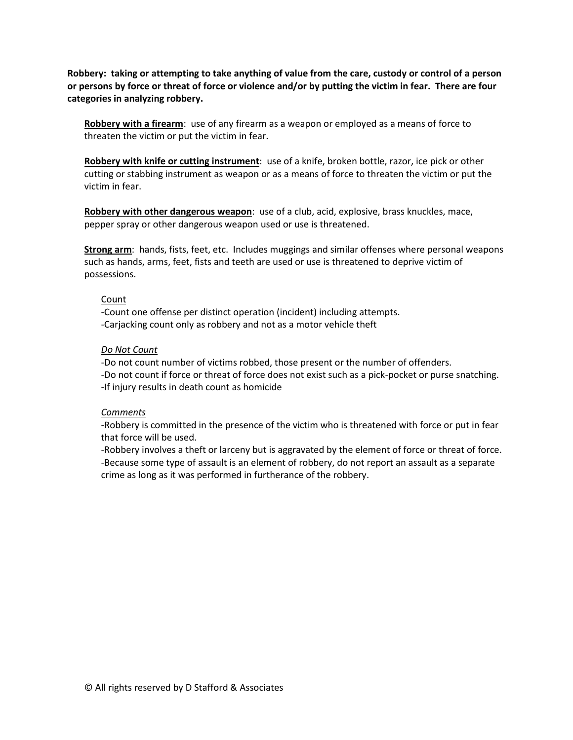**Robbery: taking or attempting to take anything of value from the care, custody or control of a person or persons by force or threat of force or violence and/or by putting the victim in fear. There are four categories in analyzing robbery.**

**Robbery with a firearm**: use of any firearm as a weapon or employed as a means of force to threaten the victim or put the victim in fear.

**Robbery with knife or cutting instrument**: use of a knife, broken bottle, razor, ice pick or other cutting or stabbing instrument as weapon or as a means of force to threaten the victim or put the victim in fear.

**Robbery with other dangerous weapon**: use of a club, acid, explosive, brass knuckles, mace, pepper spray or other dangerous weapon used or use is threatened.

**Strong arm**: hands, fists, feet, etc. Includes muggings and similar offenses where personal weapons such as hands, arms, feet, fists and teeth are used or use is threatened to deprive victim of possessions.

Count

-Count one offense per distinct operation (incident) including attempts.
-Carjacking count only as robbery and not as a motor vehicle theft

*Do Not Count*

-Do not count number of victims robbed, those present or the number of offenders.
-Do not count if force or threat of force does not exist such as a pick-pocket or purse snatching.
-If injury results in death count as homicide

*Comments*

-Robbery is committed in the presence of the victim who is threatened with force or put in fear that force will be used.
-Robbery involves a theft or larceny but is aggravated by the element of force or threat of force.
-Because some type of assault is an element of robbery, do not report an assault as a separate crime as long as it was performed in furtherance of the robbery.

© All rights reserved by D Stafford & Associates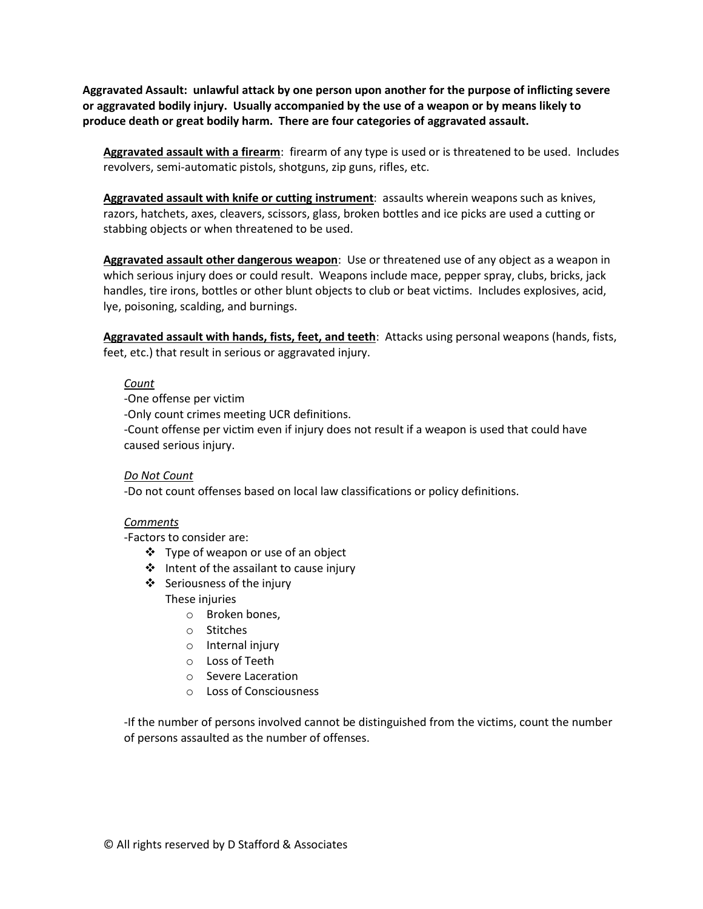**Aggravated Assault: unlawful attack by one person upon another for the purpose of inflicting severe or aggravated bodily injury. Usually accompanied by the use of a weapon or by means likely to produce death or great bodily harm. There are four categories of aggravated assault.**

**<u>Aggravated assault with a firearm</u>**: firearm of any type is used or is threatened to be used. Includes revolvers, semi-automatic pistols, shotguns, zip guns, rifles, etc.

**<u>Aggravated assault with knife or cutting instrument</u>**: assaults wherein weapons such as knives, razors, hatchets, axes, cleavers, scissors, glass, broken bottles and ice picks are used a cutting or stabbing objects or when threatened to be used.

**<u>Aggravated assault other dangerous weapon</u>**: Use or threatened use of any object as a weapon in which serious injury does or could result. Weapons include mace, pepper spray, clubs, bricks, jack handles, tire irons, bottles or other blunt objects to club or beat victims. Includes explosives, acid, lye, poisoning, scalding, and burnings.

**<u>Aggravated assault with hands, fists, feet, and teeth</u>**: Attacks using personal weapons (hands, fists, feet, etc.) that result in serious or aggravated injury.

*<u>Count</u>*

-One offense per victim

-Only count crimes meeting UCR definitions.

-Count offense per victim even if injury does not result if a weapon is used that could have caused serious injury.

*<u>Do Not Count</u>*

-Do not count offenses based on local law classifications or policy definitions.

*<u>Comments</u>*

-Factors to consider are:

- Type of weapon or use of an object
- Intent of the assailant to cause injury
- Seriousness of the injury
  
  These injuries
  - Broken bones,
  - Stitches
  - Internal injury
  - Loss of Teeth
  - Severe Laceration
  - Loss of Consciousness

-If the number of persons involved cannot be distinguished from the victims, count the number of persons assaulted as the number of offenses.

© All rights reserved by D Stafford & Associates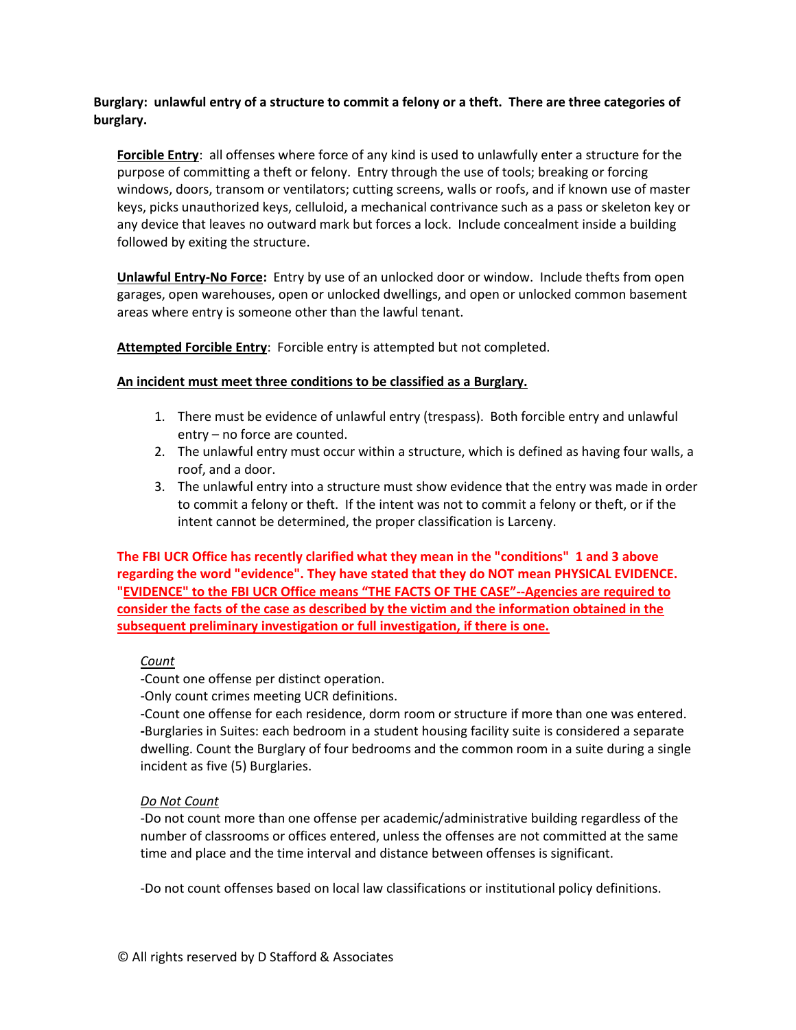**Burglary: unlawful entry of a structure to commit a felony or a theft. There are three categories of burglary.**

**Forcible Entry**: all offenses where force of any kind is used to unlawfully enter a structure for the purpose of committing a theft or felony. Entry through the use of tools; breaking or forcing windows, doors, transom or ventilators; cutting screens, walls or roofs, and if known use of master keys, picks unauthorized keys, celluloid, a mechanical contrivance such as a pass or skeleton key or any device that leaves no outward mark but forces a lock. Include concealment inside a building followed by exiting the structure.

**Unlawful Entry-No Force:** Entry by use of an unlocked door or window. Include thefts from open garages, open warehouses, open or unlocked dwellings, and open or unlocked common basement areas where entry is someone other than the lawful tenant.

**Attempted Forcible Entry**: Forcible entry is attempted but not completed.

**An incident must meet three conditions to be classified as a Burglary.**

1. There must be evidence of unlawful entry (trespass). Both forcible entry and unlawful entry – no force are counted.
2. The unlawful entry must occur within a structure, which is defined as having four walls, a roof, and a door.
3. The unlawful entry into a structure must show evidence that the entry was made in order to commit a felony or theft. If the intent was not to commit a felony or theft, or if the intent cannot be determined, the proper classification is Larceny.

**The FBI UCR Office has recently clarified what they mean in the "conditions" 1 and 3 above regarding the word "evidence". They have stated that they do NOT mean PHYSICAL EVIDENCE. "EVIDENCE" to the FBI UCR Office means "THE FACTS OF THE CASE"--Agencies are required to consider the facts of the case as described by the victim and the information obtained in the subsequent preliminary investigation or full investigation, if there is one.**

*Count*

-Count one offense per distinct operation.
-Only count crimes meeting UCR definitions.
-Count one offense for each residence, dorm room or structure if more than one was entered.
-Burglaries in Suites: each bedroom in a student housing facility suite is considered a separate dwelling. Count the Burglary of four bedrooms and the common room in a suite during a single incident as five (5) Burglaries.

*Do Not Count*

-Do not count more than one offense per academic/administrative building regardless of the number of classrooms or offices entered, unless the offenses are not committed at the same time and place and the time interval and distance between offenses is significant.

-Do not count offenses based on local law classifications or institutional policy definitions.

© All rights reserved by D Stafford & Associates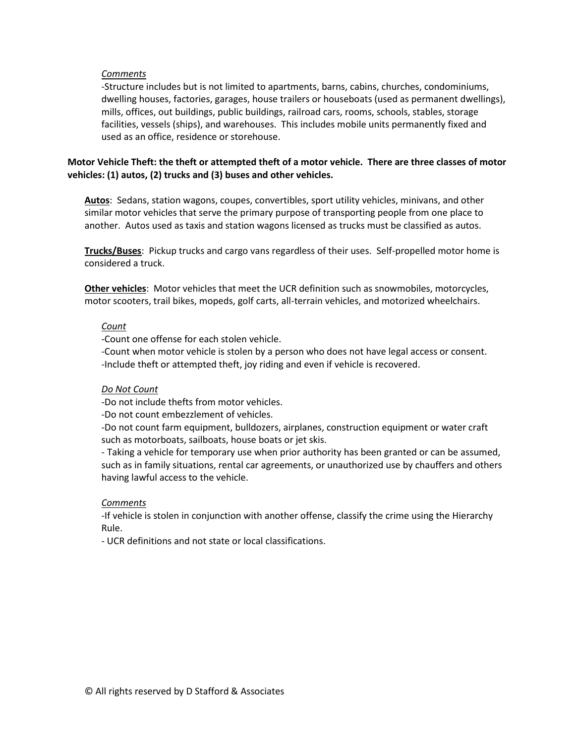*Comments*

-Structure includes but is not limited to apartments, barns, cabins, churches, condominiums, dwelling houses, factories, garages, house trailers or houseboats (used as permanent dwellings), mills, offices, out buildings, public buildings, railroad cars, rooms, schools, stables, storage facilities, vessels (ships), and warehouses. This includes mobile units permanently fixed and used as an office, residence or storehouse.

**Motor Vehicle Theft: the theft or attempted theft of a motor vehicle. There are three classes of motor vehicles: (1) autos, (2) trucks and (3) buses and other vehicles.**

**Autos**: Sedans, station wagons, coupes, convertibles, sport utility vehicles, minivans, and other similar motor vehicles that serve the primary purpose of transporting people from one place to another. Autos used as taxis and station wagons licensed as trucks must be classified as autos.

**Trucks/Buses**: Pickup trucks and cargo vans regardless of their uses. Self-propelled motor home is considered a truck.

**Other vehicles**: Motor vehicles that meet the UCR definition such as snowmobiles, motorcycles, motor scooters, trail bikes, mopeds, golf carts, all-terrain vehicles, and motorized wheelchairs.

*Count*

-Count one offense for each stolen vehicle.
-Count when motor vehicle is stolen by a person who does not have legal access or consent.
-Include theft or attempted theft, joy riding and even if vehicle is recovered.

*Do Not Count*

-Do not include thefts from motor vehicles.
-Do not count embezzlement of vehicles.
-Do not count farm equipment, bulldozers, airplanes, construction equipment or water craft such as motorboats, sailboats, house boats or jet skis.
- Taking a vehicle for temporary use when prior authority has been granted or can be assumed, such as in family situations, rental car agreements, or unauthorized use by chauffers and others having lawful access to the vehicle.

*Comments*

-If vehicle is stolen in conjunction with another offense, classify the crime using the Hierarchy Rule.
- UCR definitions and not state or local classifications.

© All rights reserved by D Stafford & Associates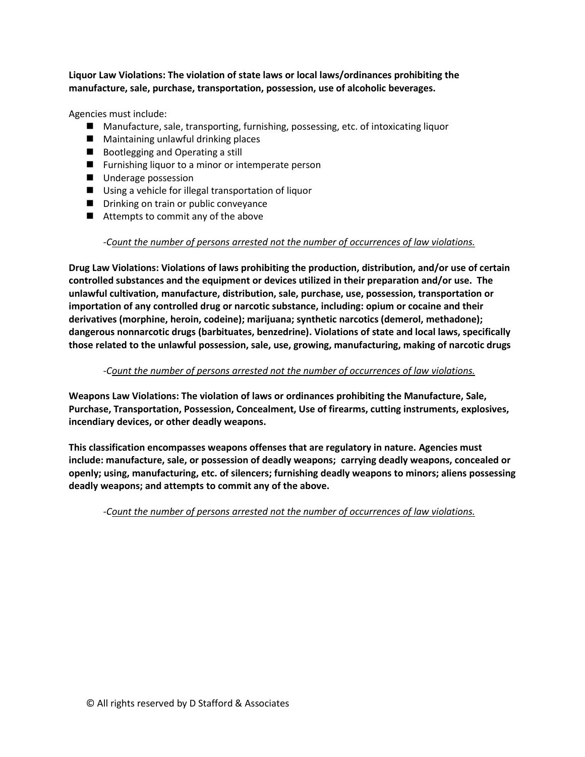**Liquor Law Violations: The violation of state laws or local laws/ordinances prohibiting the manufacture, sale, purchase, transportation, possession, use of alcoholic beverages.**

Agencies must include:

- Manufacture, sale, transporting, furnishing, possessing, etc. of intoxicating liquor
- Maintaining unlawful drinking places
- Bootlegging and Operating a still
- Furnishing liquor to a minor or intemperate person
- Underage possession
- Using a vehicle for illegal transportation of liquor
- Drinking on train or public conveyance
- Attempts to commit any of the above

-*Count the number of persons arrested not the number of occurrences of law violations.*

**Drug Law Violations: Violations of laws prohibiting the production, distribution, and/or use of certain controlled substances and the equipment or devices utilized in their preparation and/or use. The unlawful cultivation, manufacture, distribution, sale, purchase, use, possession, transportation or importation of any controlled drug or narcotic substance, including: opium or cocaine and their derivatives (morphine, heroin, codeine); marijuana; synthetic narcotics (demerol, methadone); dangerous nonnarcotic drugs (barbituates, benzedrine). Violations of state and local laws, specifically those related to the unlawful possession, sale, use, growing, manufacturing, making of narcotic drugs**

-*Count the number of persons arrested not the number of occurrences of law violations.*

**Weapons Law Violations: The violation of laws or ordinances prohibiting the Manufacture, Sale, Purchase, Transportation, Possession, Concealment, Use of firearms, cutting instruments, explosives, incendiary devices, or other deadly weapons.**

**This classification encompasses weapons offenses that are regulatory in nature. Agencies must include: manufacture, sale, or possession of deadly weapons; carrying deadly weapons, concealed or openly; using, manufacturing, etc. of silencers; furnishing deadly weapons to minors; aliens possessing deadly weapons; and attempts to commit any of the above.**

-*Count the number of persons arrested not the number of occurrences of law violations.*

© All rights reserved by D Stafford & Associates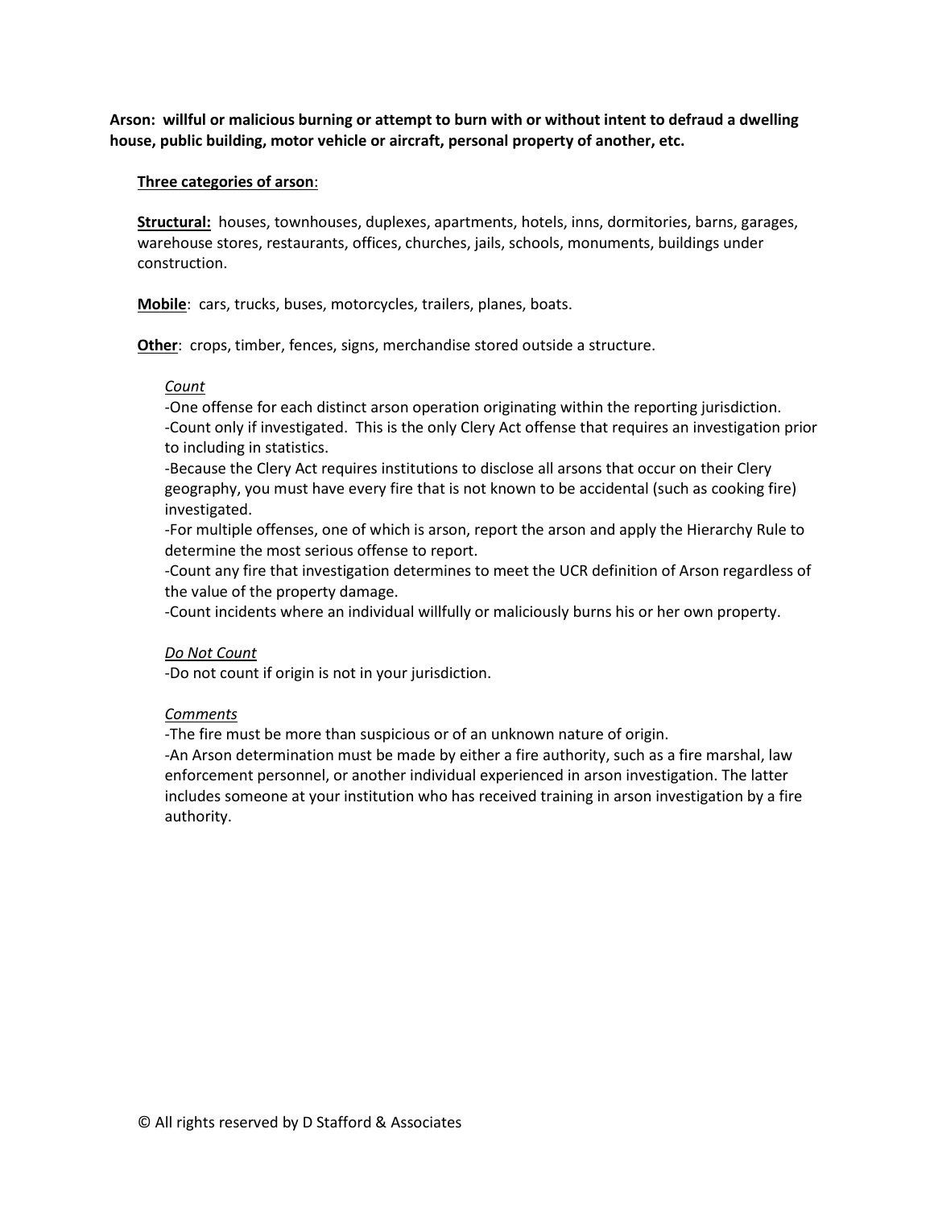**Arson: willful or malicious burning or attempt to burn with or without intent to defraud a dwelling house, public building, motor vehicle or aircraft, personal property of another, etc.**

<u>**Three categories of arson**</u>:

<u>**Structural:**</u> houses, townhouses, duplexes, apartments, hotels, inns, dormitories, barns, garages, warehouse stores, restaurants, offices, churches, jails, schools, monuments, buildings under construction.

<u>**Mobile**</u>: cars, trucks, buses, motorcycles, trailers, planes, boats.

<u>**Other**</u>: crops, timber, fences, signs, merchandise stored outside a structure.

*<u>Count</u>*

-One offense for each distinct arson operation originating within the reporting jurisdiction.
-Count only if investigated. This is the only Clery Act offense that requires an investigation prior to including in statistics.
-Because the Clery Act requires institutions to disclose all arsons that occur on their Clery geography, you must have every fire that is not known to be accidental (such as cooking fire) investigated.
-For multiple offenses, one of which is arson, report the arson and apply the Hierarchy Rule to determine the most serious offense to report.
-Count any fire that investigation determines to meet the UCR definition of Arson regardless of the value of the property damage.
-Count incidents where an individual willfully or maliciously burns his or her own property.

*<u>Do Not Count</u>*

-Do not count if origin is not in your jurisdiction.

*<u>Comments</u>*

-The fire must be more than suspicious or of an unknown nature of origin.
-An Arson determination must be made by either a fire authority, such as a fire marshal, law enforcement personnel, or another individual experienced in arson investigation. The latter includes someone at your institution who has received training in arson investigation by a fire authority.

© All rights reserved by D Stafford & Associates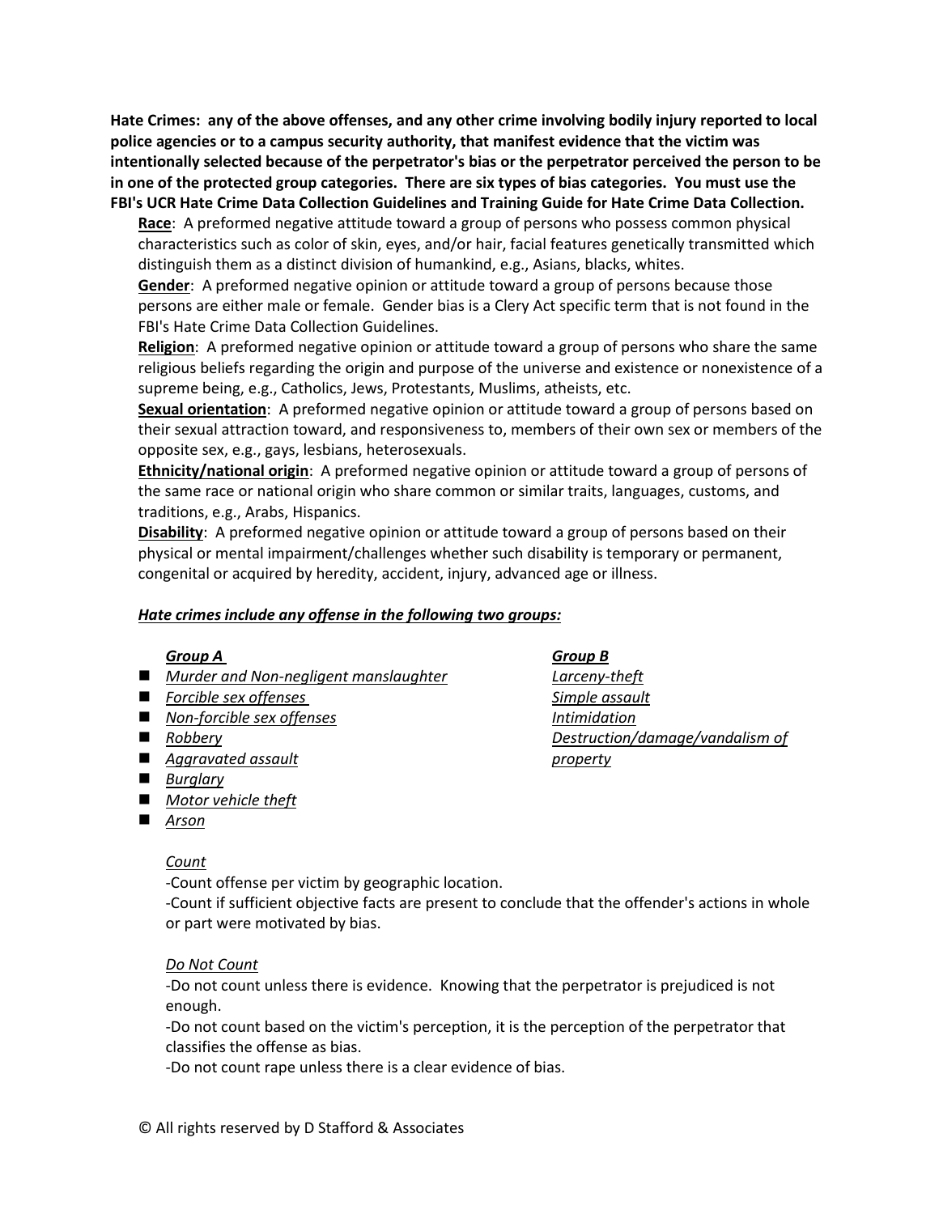**Hate Crimes: any of the above offenses, and any other crime involving bodily injury reported to local police agencies or to a campus security authority, that manifest evidence that the victim was intentionally selected because of the perpetrator's bias or the perpetrator perceived the person to be in one of the protected group categories. There are six types of bias categories. You must use the FBI's UCR Hate Crime Data Collection Guidelines and Training Guide for Hate Crime Data Collection.**

**Race**: A preformed negative attitude toward a group of persons who possess common physical characteristics such as color of skin, eyes, and/or hair, facial features genetically transmitted which distinguish them as a distinct division of humankind, e.g., Asians, blacks, whites.

**Gender**: A preformed negative opinion or attitude toward a group of persons because those persons are either male or female. Gender bias is a Clery Act specific term that is not found in the FBI's Hate Crime Data Collection Guidelines.

**Religion**: A preformed negative opinion or attitude toward a group of persons who share the same religious beliefs regarding the origin and purpose of the universe and existence or nonexistence of a supreme being, e.g., Catholics, Jews, Protestants, Muslims, atheists, etc.

**Sexual orientation**: A preformed negative opinion or attitude toward a group of persons based on their sexual attraction toward, and responsiveness to, members of their own sex or members of the opposite sex, e.g., gays, lesbians, heterosexuals.

**Ethnicity/national origin**: A preformed negative opinion or attitude toward a group of persons of the same race or national origin who share common or similar traits, languages, customs, and traditions, e.g., Arabs, Hispanics.

**Disability**: A preformed negative opinion or attitude toward a group of persons based on their physical or mental impairment/challenges whether such disability is temporary or permanent, congenital or acquired by heredity, accident, injury, advanced age or illness.

***Hate crimes include any offense in the following two groups:***

*Group A*

- *Murder and Non-negligent manslaughter*
- *Forcible sex offenses*
- *Non-forcible sex offenses*
- *Robbery*
- *Aggravated assault*
- *Burglary*
- *Motor vehicle theft*
- *Arson*

*Group B*

*Larceny-theft*
*Simple assault*
*Intimidation*
*Destruction/damage/vandalism of property*

*Count*

-Count offense per victim by geographic location.
-Count if sufficient objective facts are present to conclude that the offender's actions in whole or part were motivated by bias.

*Do Not Count*

-Do not count unless there is evidence. Knowing that the perpetrator is prejudiced is not enough.
-Do not count based on the victim's perception, it is the perception of the perpetrator that classifies the offense as bias.
-Do not count rape unless there is a clear evidence of bias.

© All rights reserved by D Stafford & Associates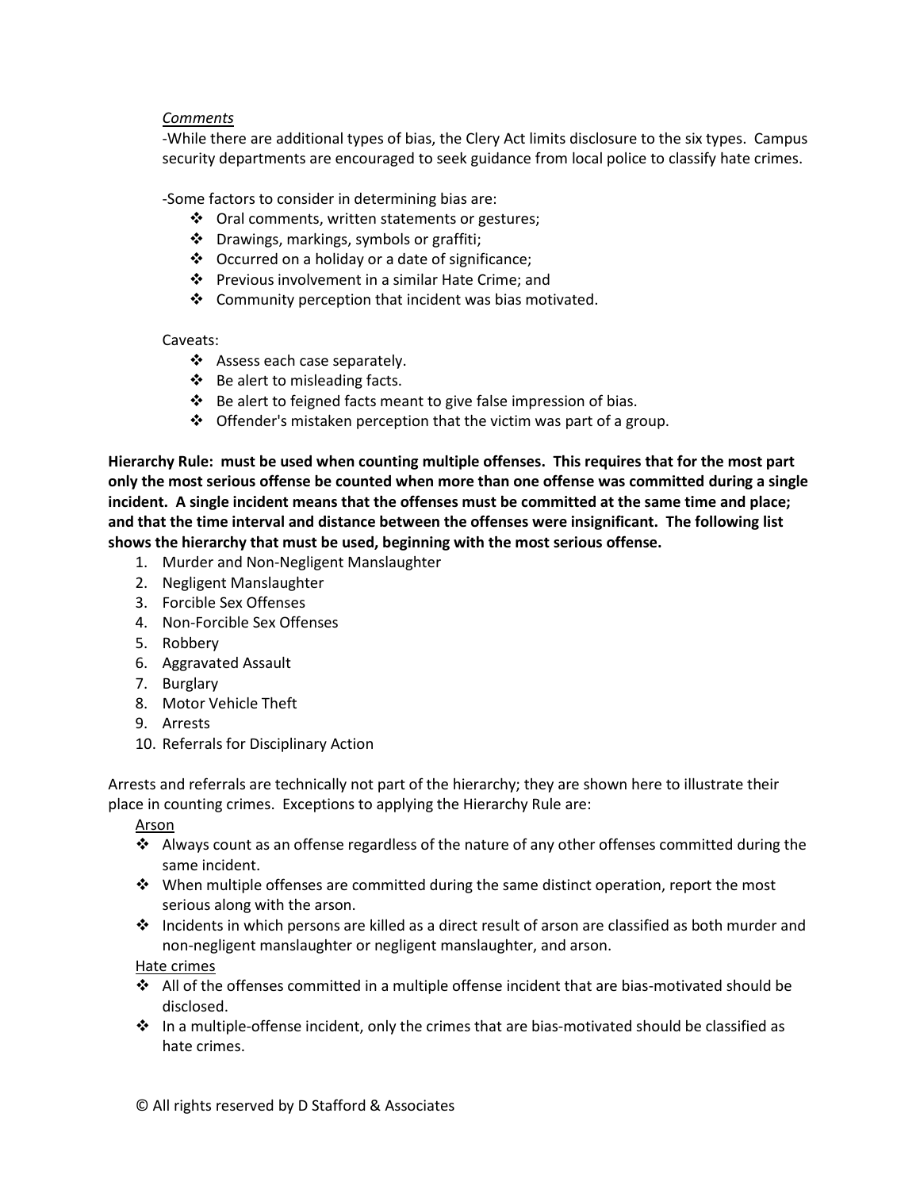*Comments*

-While there are additional types of bias, the Clery Act limits disclosure to the six types. Campus security departments are encouraged to seek guidance from local police to classify hate crimes.

-Some factors to consider in determining bias are:

- ❖ Oral comments, written statements or gestures;
- ❖ Drawings, markings, symbols or graffiti;
- ❖ Occurred on a holiday or a date of significance;
- ❖ Previous involvement in a similar Hate Crime; and
- ❖ Community perception that incident was bias motivated.

Caveats:

- ❖ Assess each case separately.
- ❖ Be alert to misleading facts.
- ❖ Be alert to feigned facts meant to give false impression of bias.
- ❖ Offender's mistaken perception that the victim was part of a group.

**Hierarchy Rule: must be used when counting multiple offenses. This requires that for the most part only the most serious offense be counted when more than one offense was committed during a single incident. A single incident means that the offenses must be committed at the same time and place; and that the time interval and distance between the offenses were insignificant. The following list shows the hierarchy that must be used, beginning with the most serious offense.**

1. Murder and Non-Negligent Manslaughter
2. Negligent Manslaughter
3. Forcible Sex Offenses
4. Non-Forcible Sex Offenses
5. Robbery
6. Aggravated Assault
7. Burglary
8. Motor Vehicle Theft
9. Arrests
10. Referrals for Disciplinary Action

Arrests and referrals are technically not part of the hierarchy; they are shown here to illustrate their place in counting crimes. Exceptions to applying the Hierarchy Rule are:

<u>Arson</u>

- ❖ Always count as an offense regardless of the nature of any other offenses committed during the same incident.
- ❖ When multiple offenses are committed during the same distinct operation, report the most serious along with the arson.
- ❖ Incidents in which persons are killed as a direct result of arson are classified as both murder and non-negligent manslaughter or negligent manslaughter, and arson.

<u>Hate crimes</u>

- ❖ All of the offenses committed in a multiple offense incident that are bias-motivated should be disclosed.
- ❖ In a multiple-offense incident, only the crimes that are bias-motivated should be classified as hate crimes.

© All rights reserved by D Stafford & Associates